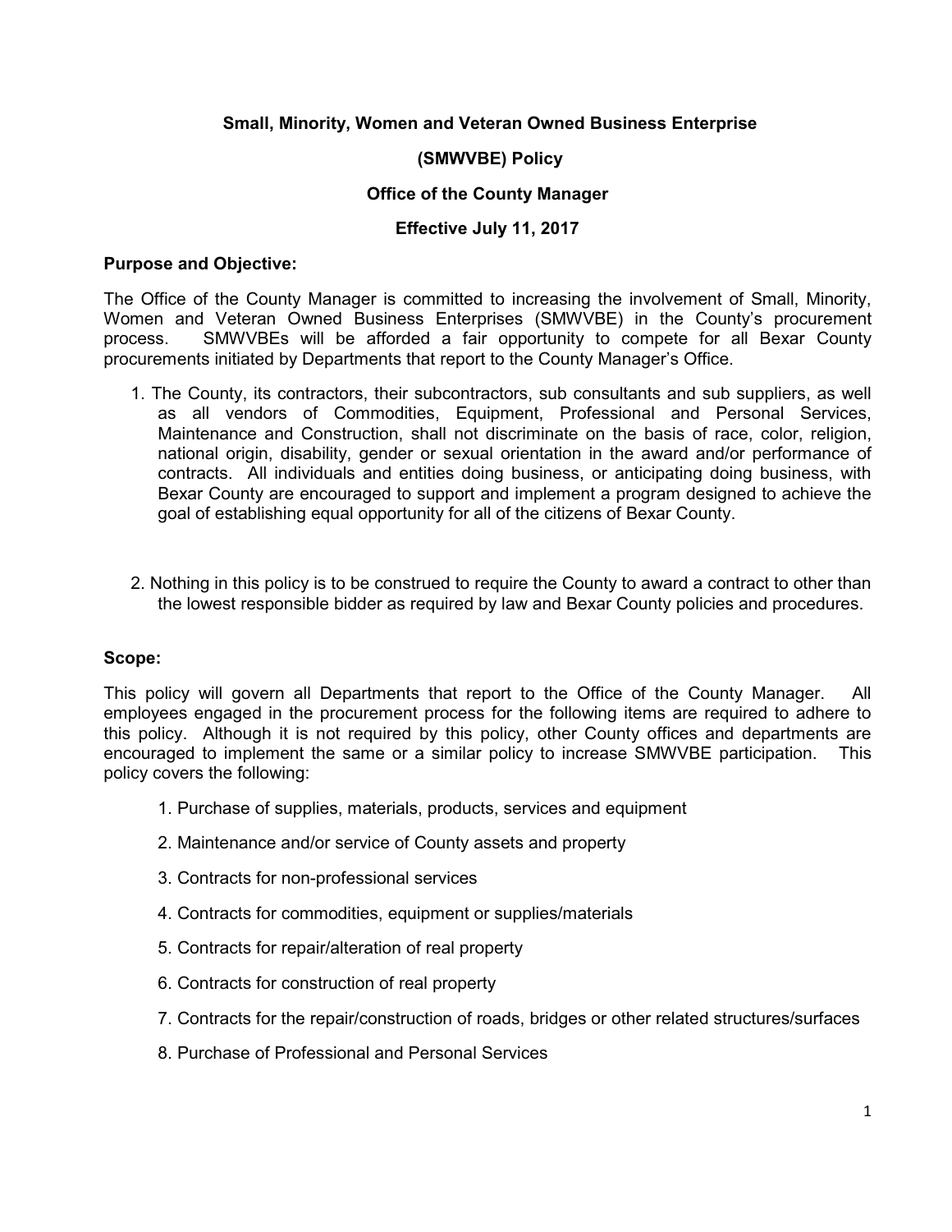# Small, Minority, Women and Veteran Owned Business Enterprise

## (SMWVBE) Policy

## Office of the County Manager

## Effective July 11, 2017

**Purpose and Objective:**

The Office of the County Manager is committed to increasing the involvement of Small, Minority, Women and Veteran Owned Business Enterprises (SMWVBE) in the County's procurement process. SMWVBEs will be afforded a fair opportunity to compete for all Bexar County procurements initiated by Departments that report to the County Manager's Office.

1. The County, its contractors, their subcontractors, sub consultants and sub suppliers, as well as all vendors of Commodities, Equipment, Professional and Personal Services, Maintenance and Construction, shall not discriminate on the basis of race, color, religion, national origin, disability, gender or sexual orientation in the award and/or performance of contracts. All individuals and entities doing business, or anticipating doing business, with Bexar County are encouraged to support and implement a program designed to achieve the goal of establishing equal opportunity for all of the citizens of Bexar County.

2. Nothing in this policy is to be construed to require the County to award a contract to other than the lowest responsible bidder as required by law and Bexar County policies and procedures.

**Scope:**

This policy will govern all Departments that report to the Office of the County Manager. All employees engaged in the procurement process for the following items are required to adhere to this policy. Although it is not required by this policy, other County offices and departments are encouraged to implement the same or a similar policy to increase SMWVBE participation. This policy covers the following:

1. Purchase of supplies, materials, products, services and equipment
2. Maintenance and/or service of County assets and property
3. Contracts for non-professional services
4. Contracts for commodities, equipment or supplies/materials
5. Contracts for repair/alteration of real property
6. Contracts for construction of real property
7. Contracts for the repair/construction of roads, bridges or other related structures/surfaces
8. Purchase of Professional and Personal Services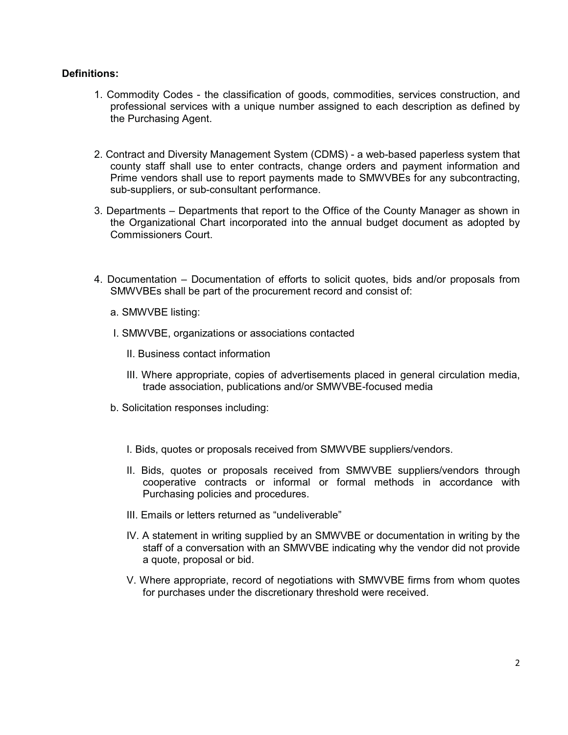**Definitions:**

1. Commodity Codes - the classification of goods, commodities, services construction, and professional services with a unique number assigned to each description as defined by the Purchasing Agent.

2. Contract and Diversity Management System (CDMS) - a web-based paperless system that county staff shall use to enter contracts, change orders and payment information and Prime vendors shall use to report payments made to SMWVBEs for any subcontracting, sub-suppliers, or sub-consultant performance.

3. Departments – Departments that report to the Office of the County Manager as shown in the Organizational Chart incorporated into the annual budget document as adopted by Commissioners Court.

4. Documentation – Documentation of efforts to solicit quotes, bids and/or proposals from SMWVBEs shall be part of the procurement record and consist of:

   a. SMWVBE listing:

      I. SMWVBE, organizations or associations contacted

      II. Business contact information

      III. Where appropriate, copies of advertisements placed in general circulation media, trade association, publications and/or SMWVBE-focused media

   b. Solicitation responses including:

      I. Bids, quotes or proposals received from SMWVBE suppliers/vendors.

      II. Bids, quotes or proposals received from SMWVBE suppliers/vendors through cooperative contracts or informal or formal methods in accordance with Purchasing policies and procedures.

      III. Emails or letters returned as "undeliverable"

      IV. A statement in writing supplied by an SMWVBE or documentation in writing by the staff of a conversation with an SMWVBE indicating why the vendor did not provide a quote, proposal or bid.

      V. Where appropriate, record of negotiations with SMWVBE firms from whom quotes for purchases under the discretionary threshold were received.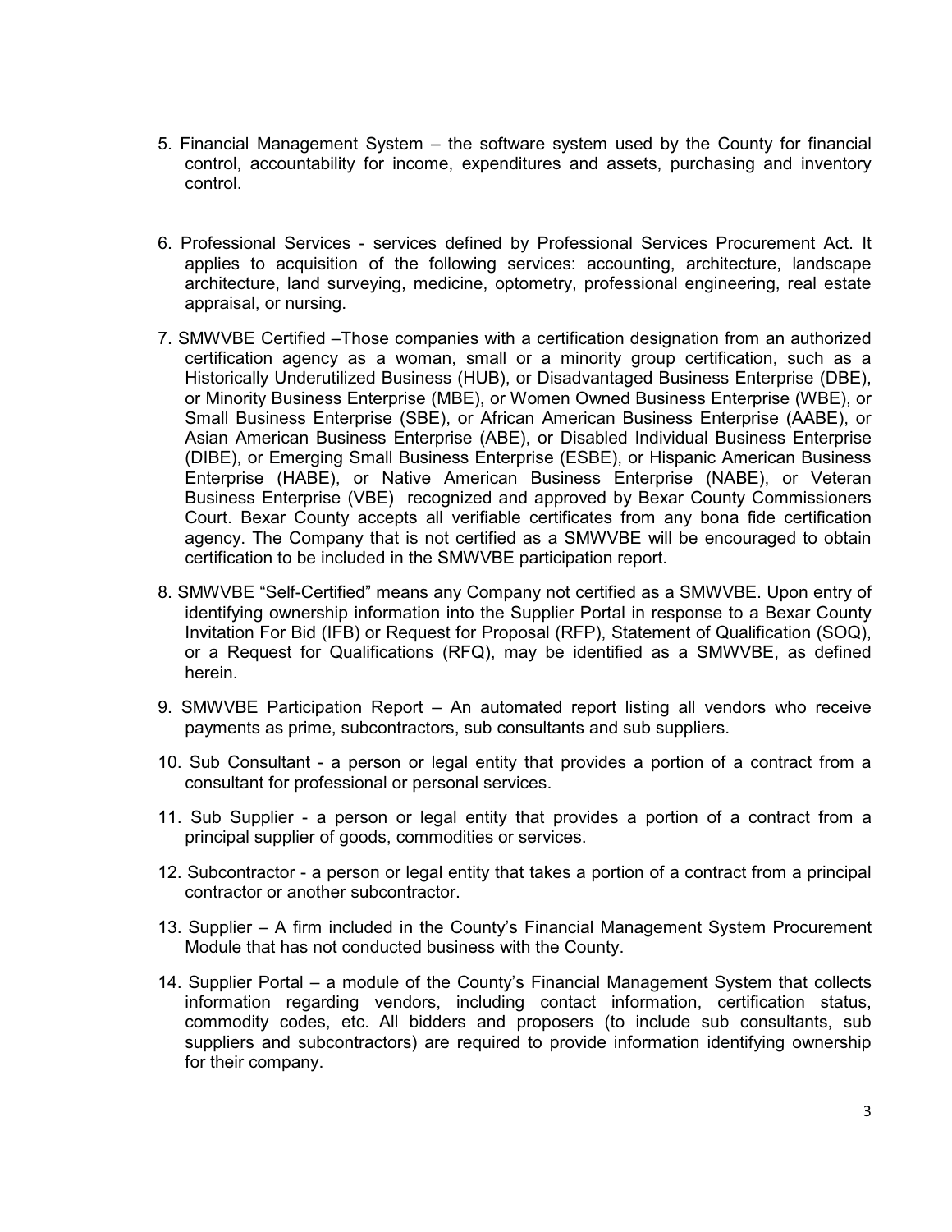5. Financial Management System – the software system used by the County for financial control, accountability for income, expenditures and assets, purchasing and inventory control.

6. Professional Services - services defined by Professional Services Procurement Act. It applies to acquisition of the following services: accounting, architecture, landscape architecture, land surveying, medicine, optometry, professional engineering, real estate appraisal, or nursing.

7. SMWVBE Certified –Those companies with a certification designation from an authorized certification agency as a woman, small or a minority group certification, such as a Historically Underutilized Business (HUB), or Disadvantaged Business Enterprise (DBE), or Minority Business Enterprise (MBE), or Women Owned Business Enterprise (WBE), or Small Business Enterprise (SBE), or African American Business Enterprise (AABE), or Asian American Business Enterprise (ABE), or Disabled Individual Business Enterprise (DIBE), or Emerging Small Business Enterprise (ESBE), or Hispanic American Business Enterprise (HABE), or Native American Business Enterprise (NABE), or Veteran Business Enterprise (VBE) recognized and approved by Bexar County Commissioners Court. Bexar County accepts all verifiable certificates from any bona fide certification agency. The Company that is not certified as a SMWVBE will be encouraged to obtain certification to be included in the SMWVBE participation report.

8. SMWVBE "Self-Certified" means any Company not certified as a SMWVBE. Upon entry of identifying ownership information into the Supplier Portal in response to a Bexar County Invitation For Bid (IFB) or Request for Proposal (RFP), Statement of Qualification (SOQ), or a Request for Qualifications (RFQ), may be identified as a SMWVBE, as defined herein.

9. SMWVBE Participation Report – An automated report listing all vendors who receive payments as prime, subcontractors, sub consultants and sub suppliers.

10. Sub Consultant - a person or legal entity that provides a portion of a contract from a consultant for professional or personal services.

11. Sub Supplier - a person or legal entity that provides a portion of a contract from a principal supplier of goods, commodities or services.

12. Subcontractor - a person or legal entity that takes a portion of a contract from a principal contractor or another subcontractor.

13. Supplier – A firm included in the County's Financial Management System Procurement Module that has not conducted business with the County.

14. Supplier Portal – a module of the County's Financial Management System that collects information regarding vendors, including contact information, certification status, commodity codes, etc. All bidders and proposers (to include sub consultants, sub suppliers and subcontractors) are required to provide information identifying ownership for their company.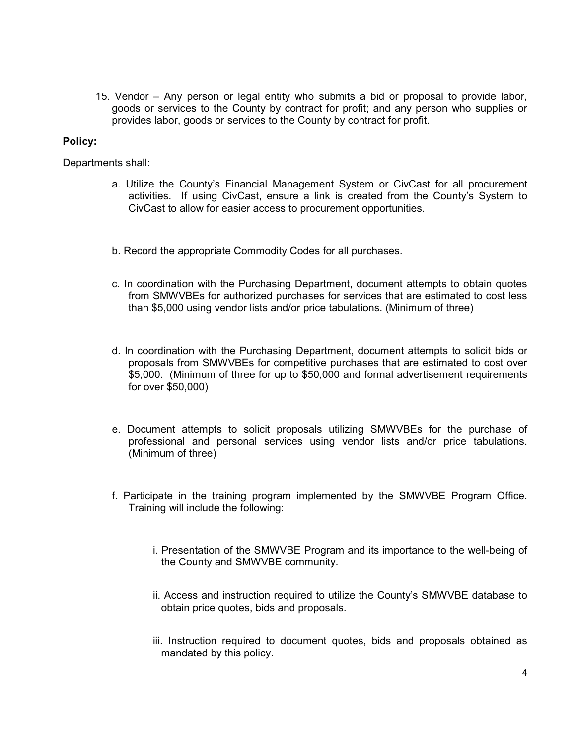15. Vendor – Any person or legal entity who submits a bid or proposal to provide labor, goods or services to the County by contract for profit; and any person who supplies or provides labor, goods or services to the County by contract for profit.

**Policy:**

Departments shall:

a. Utilize the County's Financial Management System or CivCast for all procurement activities. If using CivCast, ensure a link is created from the County's System to CivCast to allow for easier access to procurement opportunities.

b. Record the appropriate Commodity Codes for all purchases.

c. In coordination with the Purchasing Department, document attempts to obtain quotes from SMWVBEs for authorized purchases for services that are estimated to cost less than $5,000 using vendor lists and/or price tabulations. (Minimum of three)

d. In coordination with the Purchasing Department, document attempts to solicit bids or proposals from SMWVBEs for competitive purchases that are estimated to cost over $5,000. (Minimum of three for up to $50,000 and formal advertisement requirements for over $50,000)

e. Document attempts to solicit proposals utilizing SMWVBEs for the purchase of professional and personal services using vendor lists and/or price tabulations. (Minimum of three)

f. Participate in the training program implemented by the SMWVBE Program Office. Training will include the following:

   i. Presentation of the SMWVBE Program and its importance to the well-being of the County and SMWVBE community.

   ii. Access and instruction required to utilize the County's SMWVBE database to obtain price quotes, bids and proposals.

   iii. Instruction required to document quotes, bids and proposals obtained as mandated by this policy.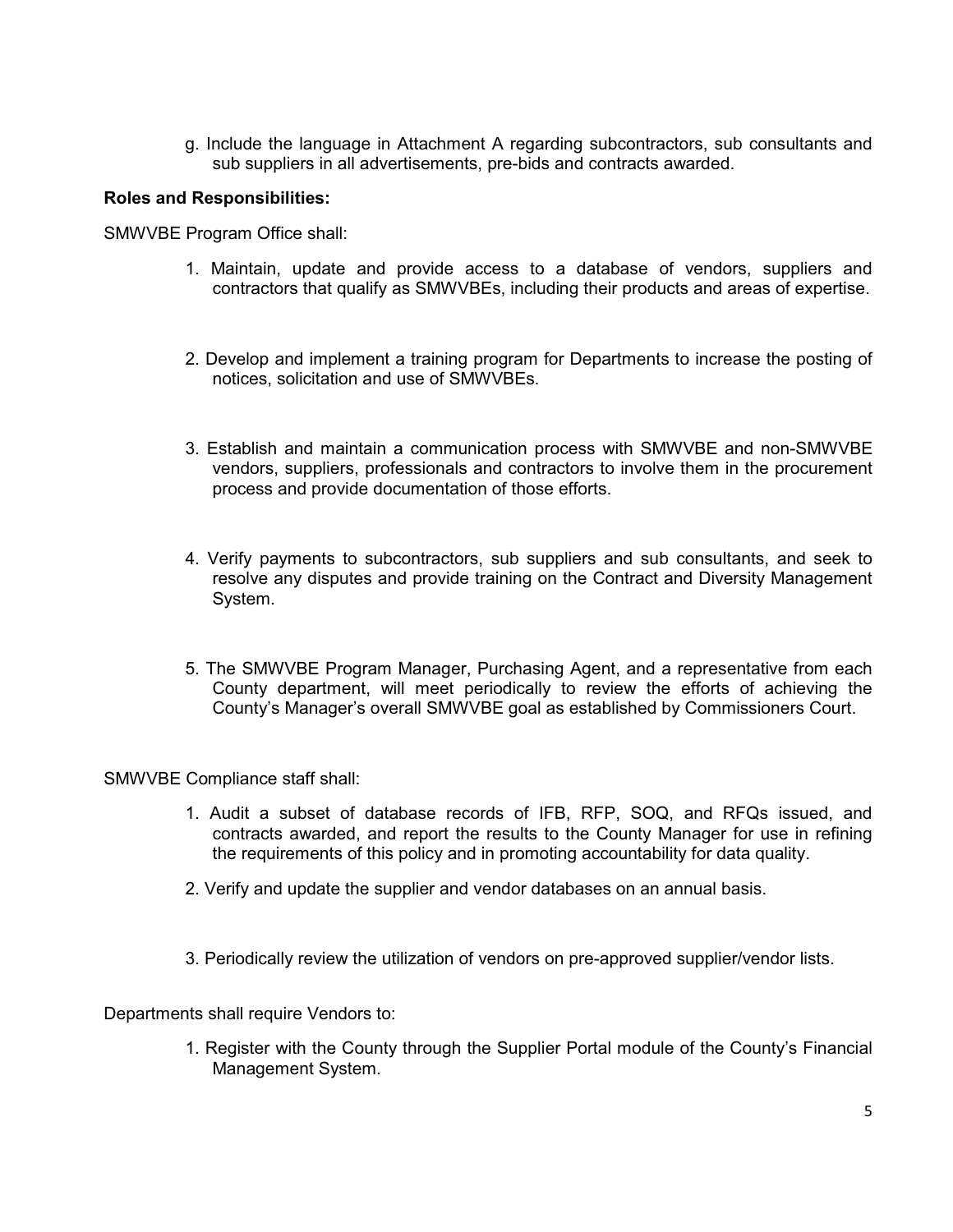g. Include the language in Attachment A regarding subcontractors, sub consultants and sub suppliers in all advertisements, pre-bids and contracts awarded.

**Roles and Responsibilities:**

SMWVBE Program Office shall:

1. Maintain, update and provide access to a database of vendors, suppliers and contractors that qualify as SMWVBEs, including their products and areas of expertise.

2. Develop and implement a training program for Departments to increase the posting of notices, solicitation and use of SMWVBEs.

3. Establish and maintain a communication process with SMWVBE and non-SMWVBE vendors, suppliers, professionals and contractors to involve them in the procurement process and provide documentation of those efforts.

4. Verify payments to subcontractors, sub suppliers and sub consultants, and seek to resolve any disputes and provide training on the Contract and Diversity Management System.

5. The SMWVBE Program Manager, Purchasing Agent, and a representative from each County department, will meet periodically to review the efforts of achieving the County's Manager's overall SMWVBE goal as established by Commissioners Court.

SMWVBE Compliance staff shall:

1. Audit a subset of database records of IFB, RFP, SOQ, and RFQs issued, and contracts awarded, and report the results to the County Manager for use in refining the requirements of this policy and in promoting accountability for data quality.

2. Verify and update the supplier and vendor databases on an annual basis.

3. Periodically review the utilization of vendors on pre-approved supplier/vendor lists.

Departments shall require Vendors to:

1. Register with the County through the Supplier Portal module of the County's Financial Management System.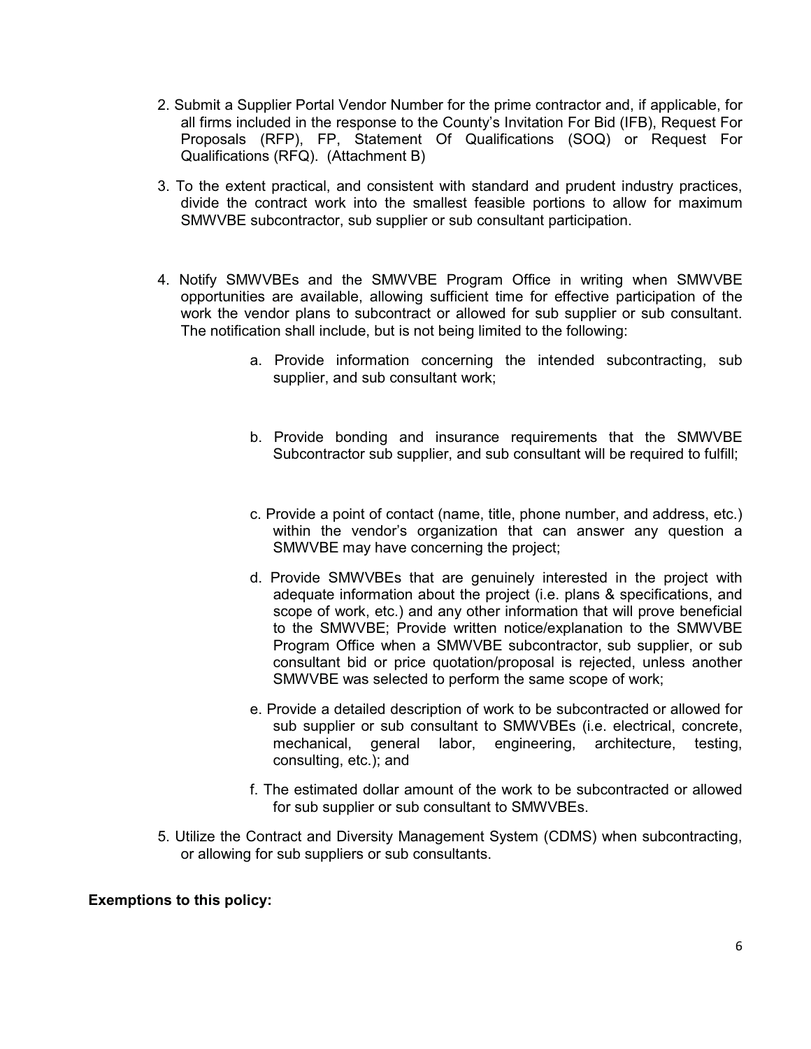2. Submit a Supplier Portal Vendor Number for the prime contractor and, if applicable, for all firms included in the response to the County's Invitation For Bid (IFB), Request For Proposals (RFP), FP, Statement Of Qualifications (SOQ) or Request For Qualifications (RFQ). (Attachment B)

3. To the extent practical, and consistent with standard and prudent industry practices, divide the contract work into the smallest feasible portions to allow for maximum SMWVBE subcontractor, sub supplier or sub consultant participation.

4. Notify SMWVBEs and the SMWVBE Program Office in writing when SMWVBE opportunities are available, allowing sufficient time for effective participation of the work the vendor plans to subcontract or allowed for sub supplier or sub consultant. The notification shall include, but is not being limited to the following:

    a. Provide information concerning the intended subcontracting, sub supplier, and sub consultant work;

    b. Provide bonding and insurance requirements that the SMWVBE Subcontractor sub supplier, and sub consultant will be required to fulfill;

    c. Provide a point of contact (name, title, phone number, and address, etc.) within the vendor's organization that can answer any question a SMWVBE may have concerning the project;

    d. Provide SMWVBEs that are genuinely interested in the project with adequate information about the project (i.e. plans & specifications, and scope of work, etc.) and any other information that will prove beneficial to the SMWVBE; Provide written notice/explanation to the SMWVBE Program Office when a SMWVBE subcontractor, sub supplier, or sub consultant bid or price quotation/proposal is rejected, unless another SMWVBE was selected to perform the same scope of work;

    e. Provide a detailed description of work to be subcontracted or allowed for sub supplier or sub consultant to SMWVBEs (i.e. electrical, concrete, mechanical, general labor, engineering, architecture, testing, consulting, etc.); and

    f. The estimated dollar amount of the work to be subcontracted or allowed for sub supplier or sub consultant to SMWVBEs.

5. Utilize the Contract and Diversity Management System (CDMS) when subcontracting, or allowing for sub suppliers or sub consultants.

**Exemptions to this policy:**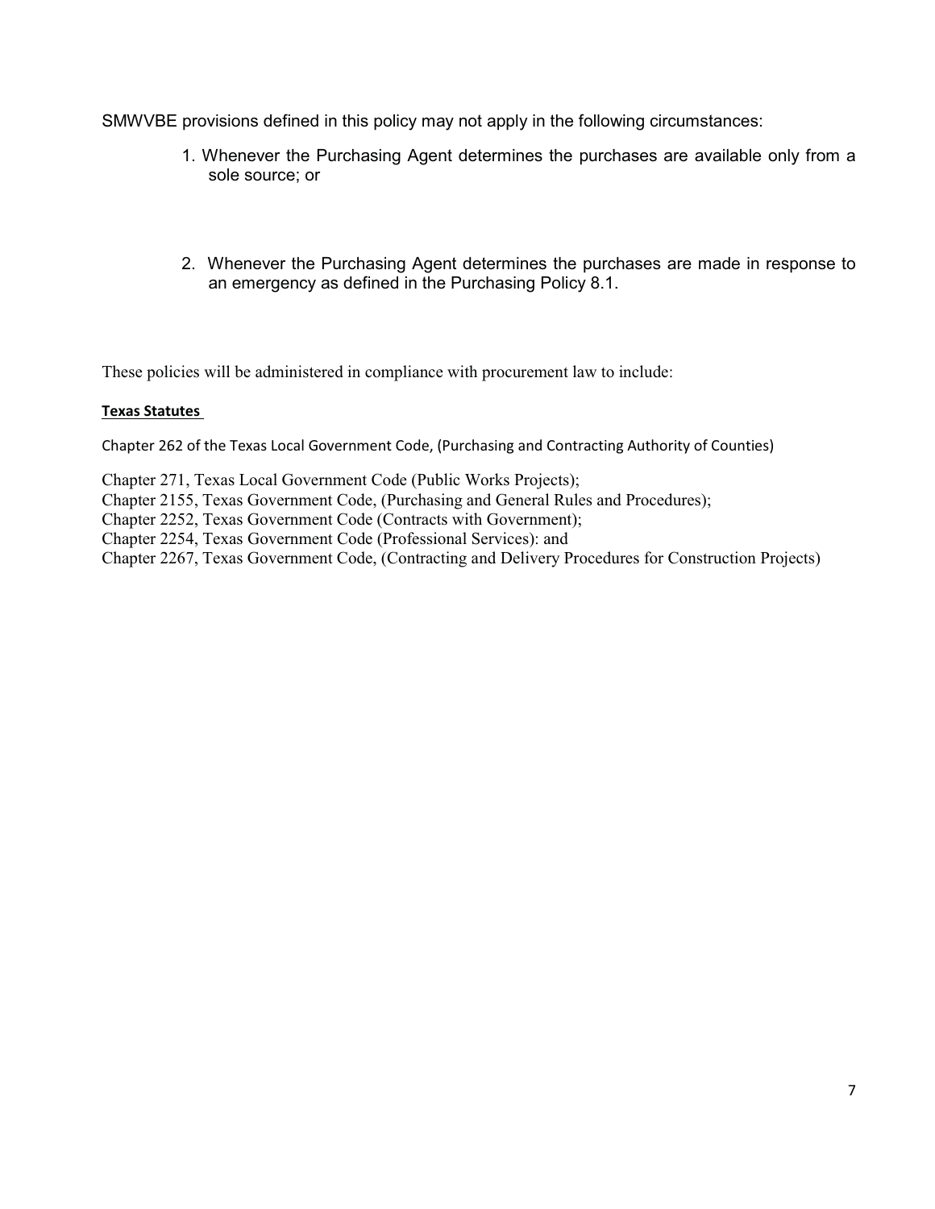SMWVBE provisions defined in this policy may not apply in the following circumstances:

1. Whenever the Purchasing Agent determines the purchases are available only from a sole source; or

2. Whenever the Purchasing Agent determines the purchases are made in response to an emergency as defined in the Purchasing Policy 8.1.

These policies will be administered in compliance with procurement law to include:

**Texas Statutes**

Chapter 262 of the Texas Local Government Code, (Purchasing and Contracting Authority of Counties)

Chapter 271, Texas Local Government Code (Public Works Projects);  
Chapter 2155, Texas Government Code, (Purchasing and General Rules and Procedures);  
Chapter 2252, Texas Government Code (Contracts with Government);  
Chapter 2254, Texas Government Code (Professional Services): and  
Chapter 2267, Texas Government Code, (Contracting and Delivery Procedures for Construction Projects)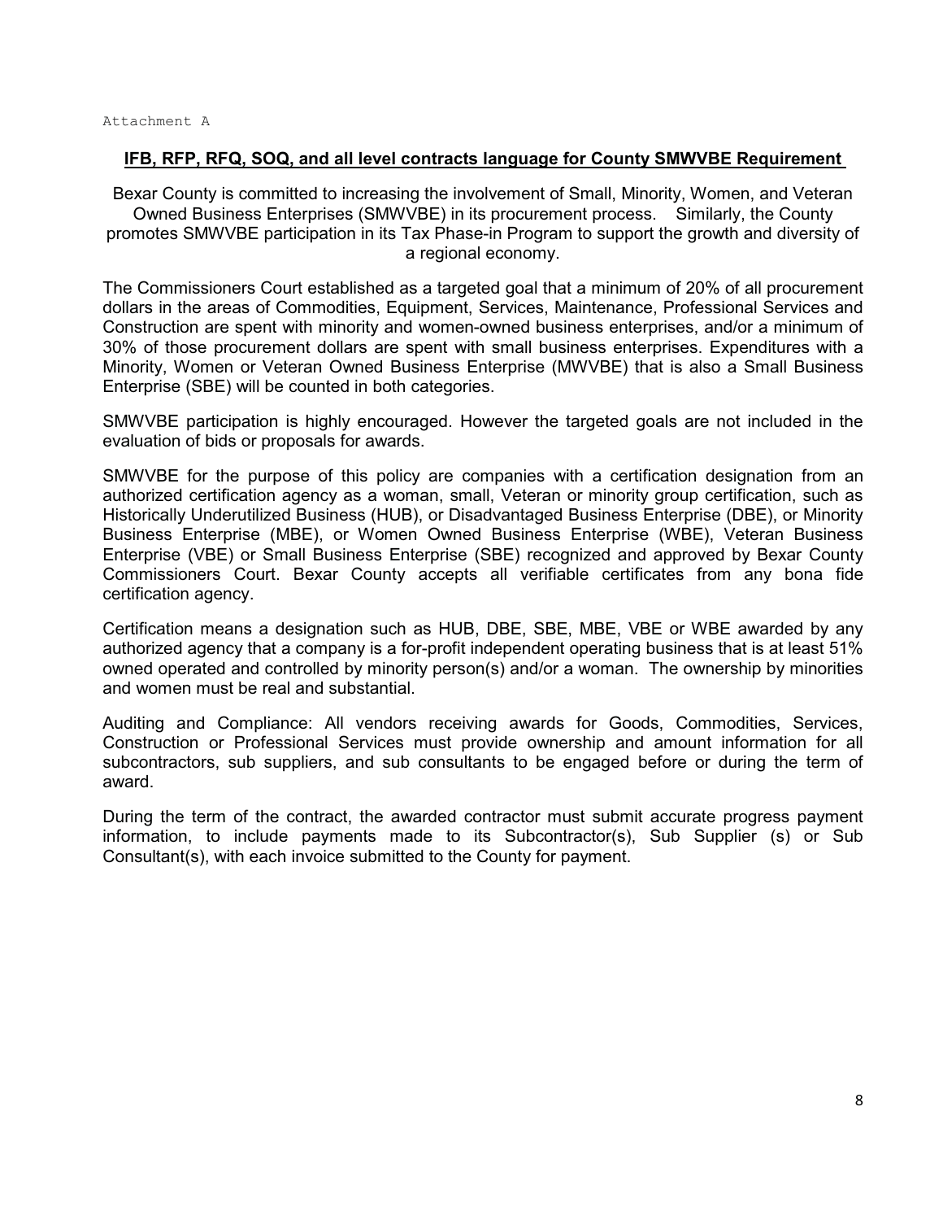Attachment A

**IFB, RFP, RFQ, SOQ, and all level contracts language for County SMWVBE Requirement**

Bexar County is committed to increasing the involvement of Small, Minority, Women, and Veteran Owned Business Enterprises (SMWVBE) in its procurement process. Similarly, the County promotes SMWVBE participation in its Tax Phase-in Program to support the growth and diversity of a regional economy.

The Commissioners Court established as a targeted goal that a minimum of 20% of all procurement dollars in the areas of Commodities, Equipment, Services, Maintenance, Professional Services and Construction are spent with minority and women-owned business enterprises, and/or a minimum of 30% of those procurement dollars are spent with small business enterprises. Expenditures with a Minority, Women or Veteran Owned Business Enterprise (MWVBE) that is also a Small Business Enterprise (SBE) will be counted in both categories.

SMWVBE participation is highly encouraged. However the targeted goals are not included in the evaluation of bids or proposals for awards.

SMWVBE for the purpose of this policy are companies with a certification designation from an authorized certification agency as a woman, small, Veteran or minority group certification, such as Historically Underutilized Business (HUB), or Disadvantaged Business Enterprise (DBE), or Minority Business Enterprise (MBE), or Women Owned Business Enterprise (WBE), Veteran Business Enterprise (VBE) or Small Business Enterprise (SBE) recognized and approved by Bexar County Commissioners Court. Bexar County accepts all verifiable certificates from any bona fide certification agency.

Certification means a designation such as HUB, DBE, SBE, MBE, VBE or WBE awarded by any authorized agency that a company is a for-profit independent operating business that is at least 51% owned operated and controlled by minority person(s) and/or a woman. The ownership by minorities and women must be real and substantial.

Auditing and Compliance: All vendors receiving awards for Goods, Commodities, Services, Construction or Professional Services must provide ownership and amount information for all subcontractors, sub suppliers, and sub consultants to be engaged before or during the term of award.

During the term of the contract, the awarded contractor must submit accurate progress payment information, to include payments made to its Subcontractor(s), Sub Supplier (s) or Sub Consultant(s), with each invoice submitted to the County for payment.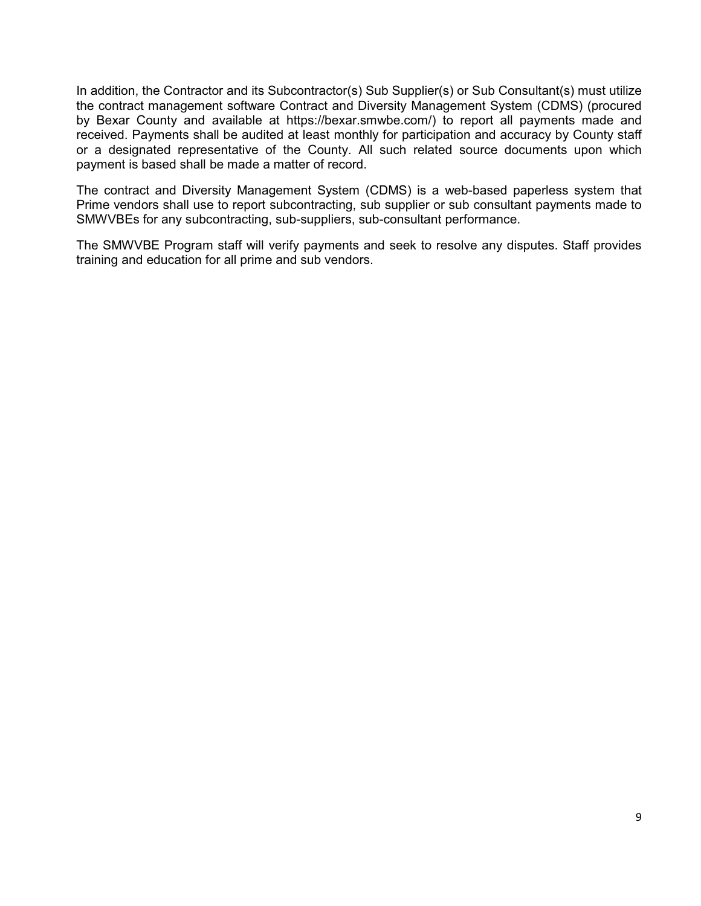In addition, the Contractor and its Subcontractor(s) Sub Supplier(s) or Sub Consultant(s) must utilize the contract management software Contract and Diversity Management System (CDMS) (procured by Bexar County and available at https://bexar.smwbe.com/) to report all payments made and received. Payments shall be audited at least monthly for participation and accuracy by County staff or a designated representative of the County. All such related source documents upon which payment is based shall be made a matter of record.

The contract and Diversity Management System (CDMS) is a web-based paperless system that Prime vendors shall use to report subcontracting, sub supplier or sub consultant payments made to SMWVBEs for any subcontracting, sub-suppliers, sub-consultant performance.

The SMWVBE Program staff will verify payments and seek to resolve any disputes. Staff provides training and education for all prime and sub vendors.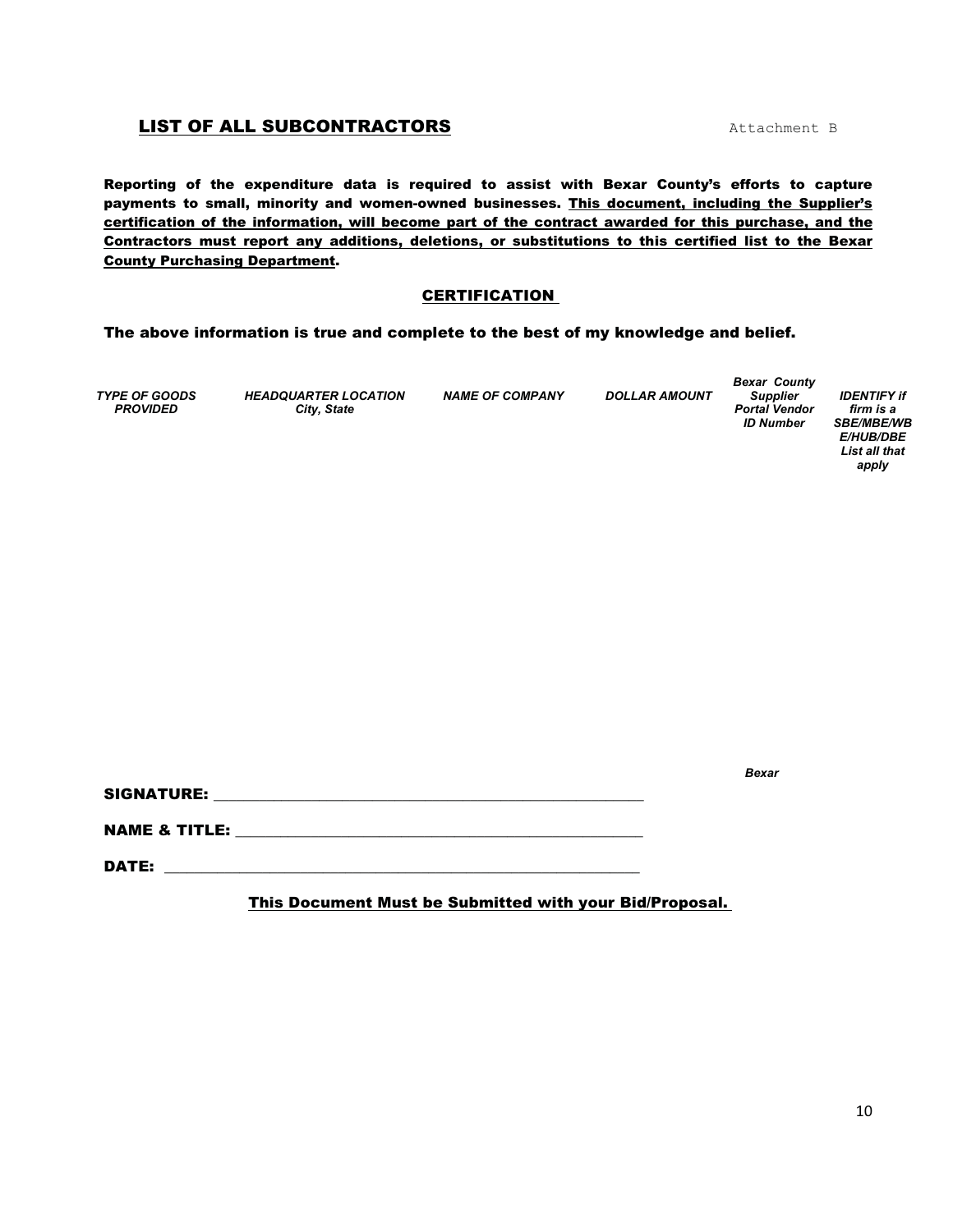## LIST OF ALL SUBCONTRACTORS

Attachment B

**Reporting of the expenditure data is required to assist with Bexar County's efforts to capture payments to small, minority and women-owned businesses. This document, including the Supplier's certification of the information, will become part of the contract awarded for this purchase, and the Contractors must report any additions, deletions, or substitutions to this certified list to the Bexar County Purchasing Department.**

### CERTIFICATION

**The above information is true and complete to the best of my knowledge and belief.**

| *TYPE OF GOODS PROVIDED* | *HEADQUARTER LOCATION City, State* | *NAME OF COMPANY* | *DOLLAR AMOUNT* | *Bexar County Supplier Portal Vendor ID Number* | *IDENTIFY if firm is a SBE/MBE/WBE/HUB/DBE List all that apply* |
|---|---|---|---|---|---|
| | | | | | |

*Bexar*

**SIGNATURE:** ______________________________________________

**NAME & TITLE:** ______________________________________________

**DATE:** ______________________________________________

**This Document Must be Submitted with your Bid/Proposal.**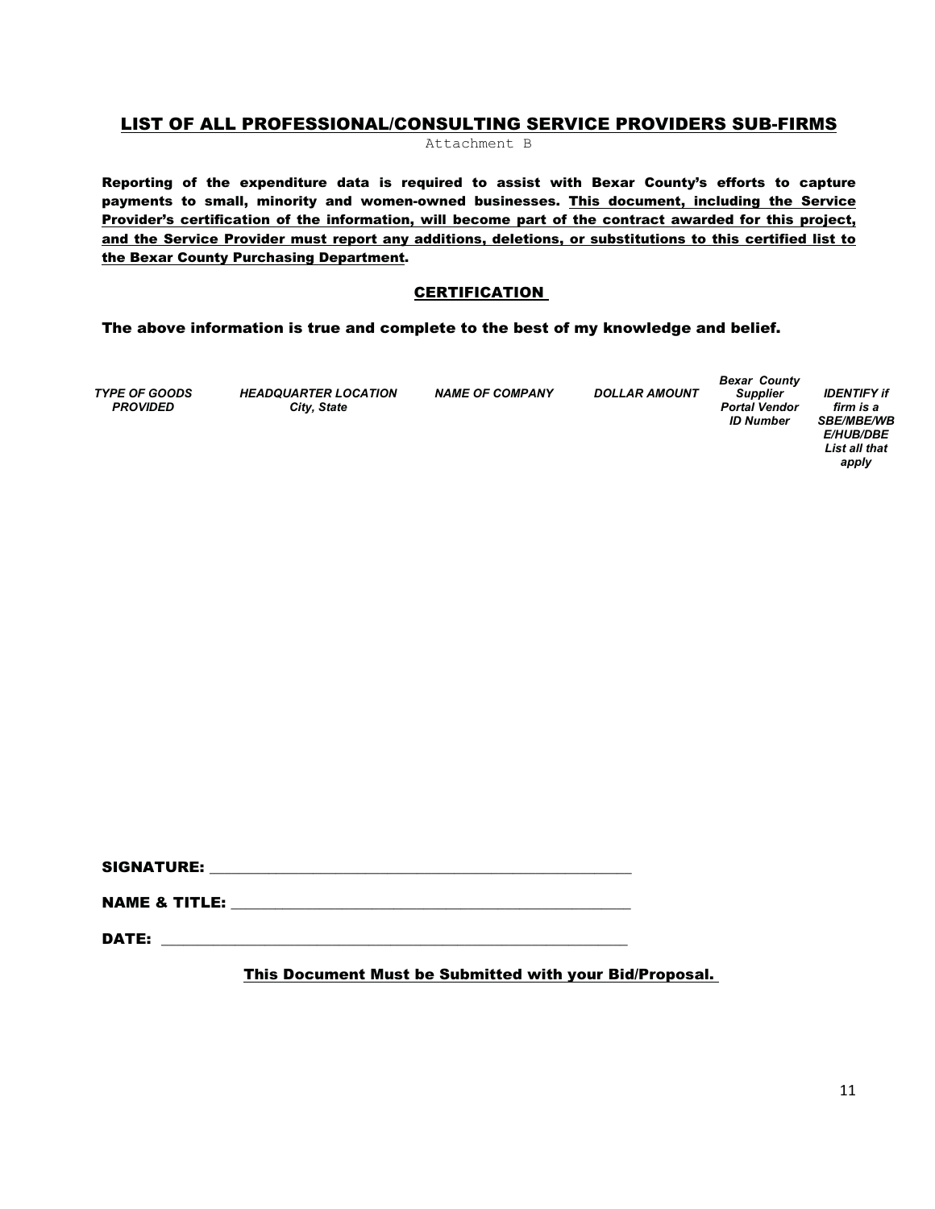## LIST OF ALL PROFESSIONAL/CONSULTING SERVICE PROVIDERS SUB-FIRMS

Attachment B

**Reporting of the expenditure data is required to assist with Bexar County's efforts to capture payments to small, minority and women-owned businesses. <u>This document, including the Service Provider's certification of the information, will become part of the contract awarded for this project, and the Service Provider must report any additions, deletions, or substitutions to this certified list to the Bexar County Purchasing Department</u>.**

### CERTIFICATION

**The above information is true and complete to the best of my knowledge and belief.**

| ***TYPE OF GOODS PROVIDED*** | ***HEADQUARTER LOCATION City, State*** | ***NAME OF COMPANY*** | ***DOLLAR AMOUNT*** | ***Bexar County Supplier Portal Vendor ID Number*** | ***IDENTIFY if firm is a SBE/MBE/WBE/HUB/DBE List all that apply*** |
|---|---|---|---|---|---|
| | | | | | |

**SIGNATURE:** ______________________________________________

**NAME & TITLE:** ___________________________________________

**DATE:** ___________________________________________________

**<u>This Document Must be Submitted with your Bid/Proposal.</u>**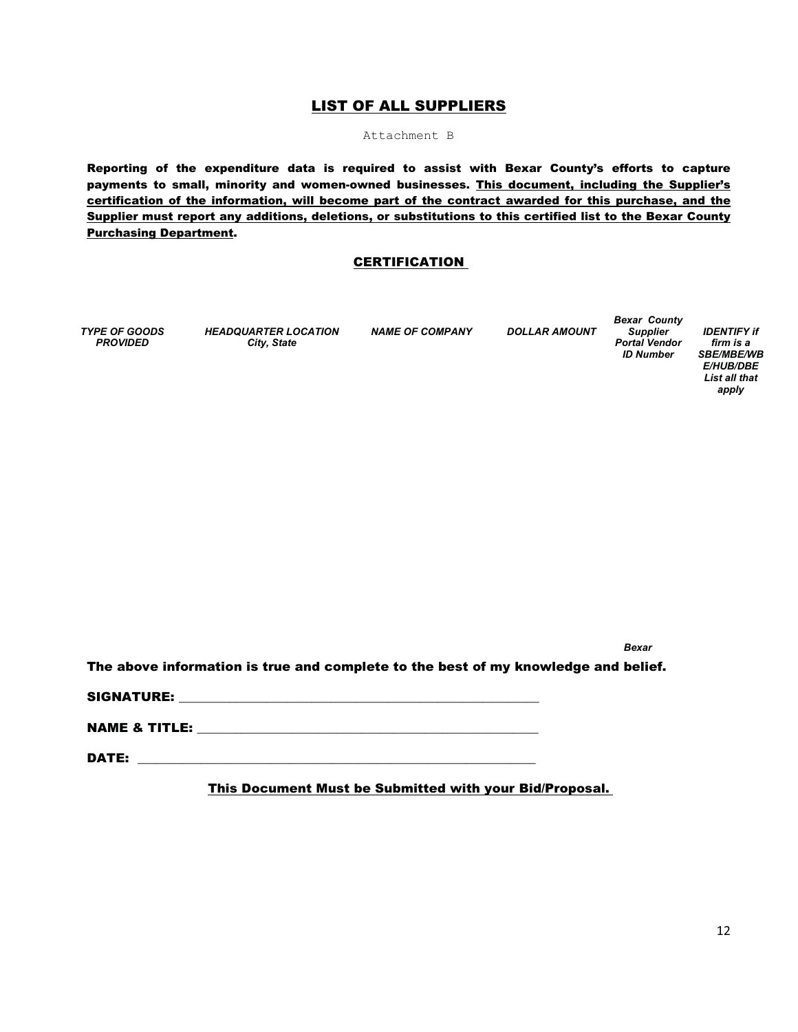## LIST OF ALL SUPPLIERS

Attachment B

**Reporting of the expenditure data is required to assist with Bexar County's efforts to capture payments to small, minority and women-owned businesses. <u>This document, including the Supplier's certification of the information, will become part of the contract awarded for this purchase, and the Supplier must report any additions, deletions, or substitutions to this certified list to the Bexar County Purchasing Department</u>.**

### <u>CERTIFICATION</u>

| *TYPE OF GOODS PROVIDED* | *HEADQUARTER LOCATION City, State* | *NAME OF COMPANY* | *DOLLAR AMOUNT* | *Bexar County Supplier Portal Vendor ID Number* | *IDENTIFY if firm is a SBE/MBE/WBE/HUB/DBE List all that apply* |
|---|---|---|---|---|---|
| | | | | | |

*Bexar*

**The above information is true and complete to the best of my knowledge and belief.**

**SIGNATURE:** \_\_\_\_\_\_\_\_\_\_\_\_\_\_\_\_\_\_\_\_\_\_\_\_\_\_\_\_\_\_\_\_\_\_\_\_\_\_\_\_\_\_\_\_\_\_\_\_

**NAME & TITLE:** \_\_\_\_\_\_\_\_\_\_\_\_\_\_\_\_\_\_\_\_\_\_\_\_\_\_\_\_\_\_\_\_\_\_\_\_\_\_\_\_\_\_\_\_\_\_

**DATE:** \_\_\_\_\_\_\_\_\_\_\_\_\_\_\_\_\_\_\_\_\_\_\_\_\_\_\_\_\_\_\_\_\_\_\_\_\_\_\_\_\_\_\_\_\_\_\_\_\_\_\_\_

**<u>This Document Must be Submitted with your Bid/Proposal.</u>**